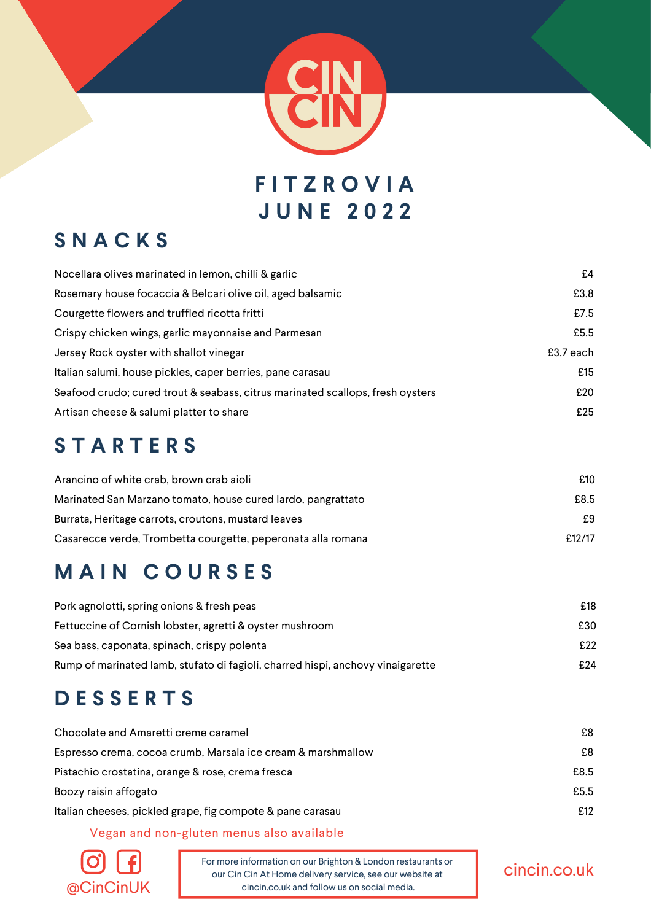# CIN CIN

## FITZROVIA
## JUNE 2022

## SNACKS

| | |
|---|---|
| Nocellara olives marinated in lemon, chilli & garlic | £4 |
| Rosemary house focaccia & Belcari olive oil, aged balsamic | £3.8 |
| Courgette flowers and truffled ricotta fritti | £7.5 |
| Crispy chicken wings, garlic mayonnaise and Parmesan | £5.5 |
| Jersey Rock oyster with shallot vinegar | £3.7 each |
| Italian salumi, house pickles, caper berries, pane carasau | £15 |
| Seafood crudo; cured trout & seabass, citrus marinated scallops, fresh oysters | £20 |
| Artisan cheese & salumi platter to share | £25 |

## STARTERS

| | |
|---|---|
| Arancino of white crab, brown crab aioli | £10 |
| Marinated San Marzano tomato, house cured lardo, pangrattato | £8.5 |
| Burrata, Heritage carrots, croutons, mustard leaves | £9 |
| Casarecce verde, Trombetta courgette, peperonata alla romana | £12/17 |

## MAIN COURSES

| | |
|---|---|
| Pork agnolotti, spring onions & fresh peas | £18 |
| Fettuccine of Cornish lobster, agretti & oyster mushroom | £30 |
| Sea bass, caponata, spinach, crispy polenta | £22 |
| Rump of marinated lamb, stufato di fagioli, charred hispi, anchovy vinaigarette | £24 |

## DESSERTS

| | |
|---|---|
| Chocolate and Amaretti creme caramel | £8 |
| Espresso crema, cocoa crumb, Marsala ice cream & marshmallow | £8 |
| Pistachio crostatina, orange & rose, crema fresca | £8.5 |
| Boozy raisin affogato | £5.5 |
| Italian cheeses, pickled grape, fig compote & pane carasau | £12 |

Vegan and non-gluten menus also available

@CinCinUK

For more information on our Brighton & London restaurants or our Cin Cin At Home delivery service, see our website at cincin.co.uk and follow us on social media.

cincin.co.uk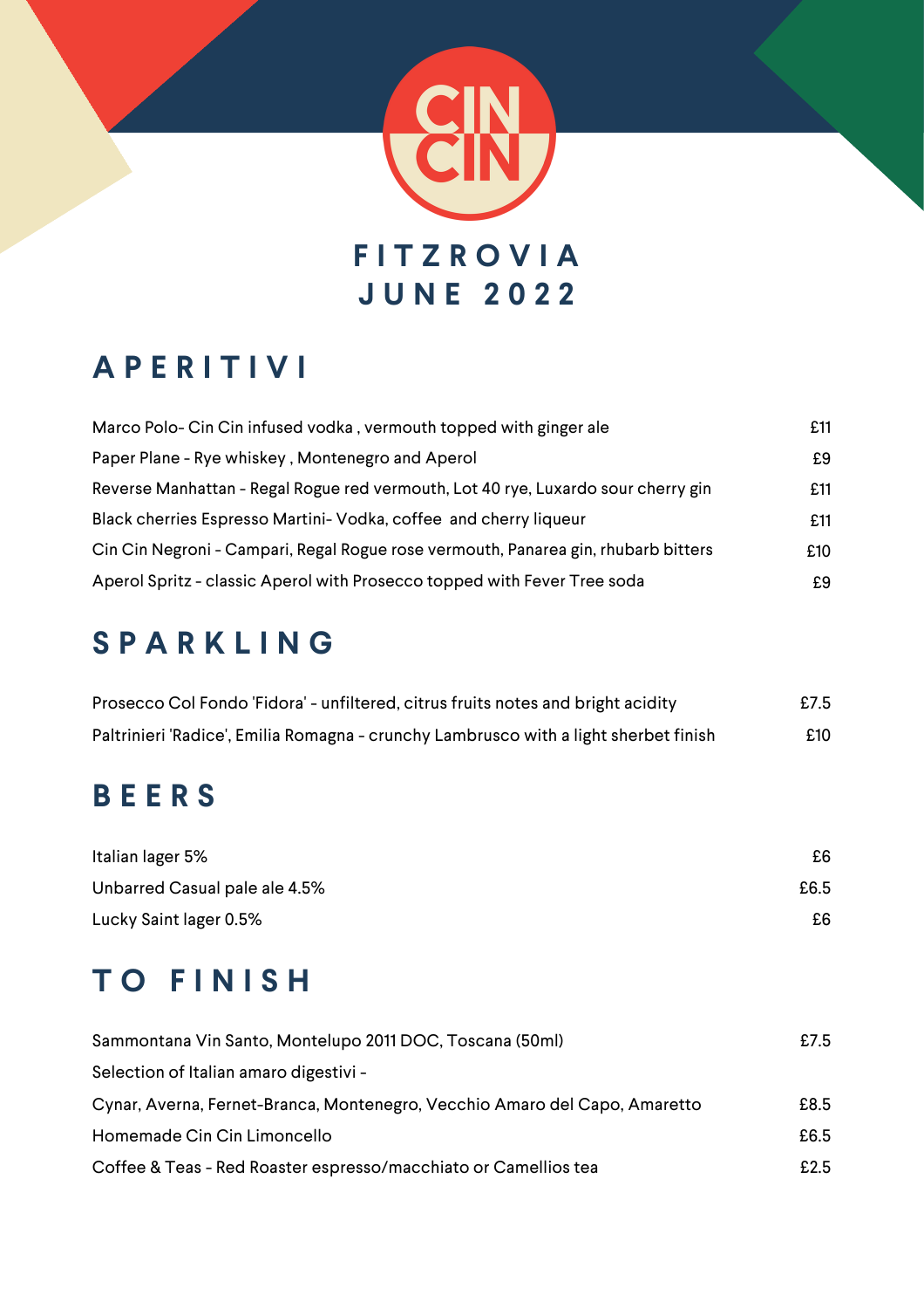# CIN CIN

## FITZROVIA
## JUNE 2022

## APERITIVI

| | |
|---|---|
| Marco Polo- Cin Cin infused vodka , vermouth topped with ginger ale | £11 |
| Paper Plane - Rye whiskey , Montenegro and Aperol | £9 |
| Reverse Manhattan - Regal Rogue red vermouth, Lot 40 rye, Luxardo sour cherry gin | £11 |
| Black cherries Espresso Martini- Vodka, coffee and cherry liqueur | £11 |
| Cin Cin Negroni - Campari, Regal Rogue rose vermouth, Panarea gin, rhubarb bitters | £10 |
| Aperol Spritz - classic Aperol with Prosecco topped with Fever Tree soda | £9 |

## SPARKLING

| | |
|---|---|
| Prosecco Col Fondo 'Fidora' - unfiltered, citrus fruits notes and bright acidity | £7.5 |
| Paltrinieri 'Radice', Emilia Romagna - crunchy Lambrusco with a light sherbet finish | £10 |

## BEERS

| | |
|---|---|
| Italian lager 5% | £6 |
| Unbarred Casual pale ale 4.5% | £6.5 |
| Lucky Saint lager 0.5% | £6 |

## TO FINISH

| | |
|---|---|
| Sammontana Vin Santo, Montelupo 2011 DOC, Toscana (50ml) | £7.5 |
| Selection of Italian amaro digestivi - | |
| Cynar, Averna, Fernet-Branca, Montenegro, Vecchio Amaro del Capo, Amaretto | £8.5 |
| Homemade Cin Cin Limoncello | £6.5 |
| Coffee & Teas - Red Roaster espresso/macchiato or Camellios tea | £2.5 |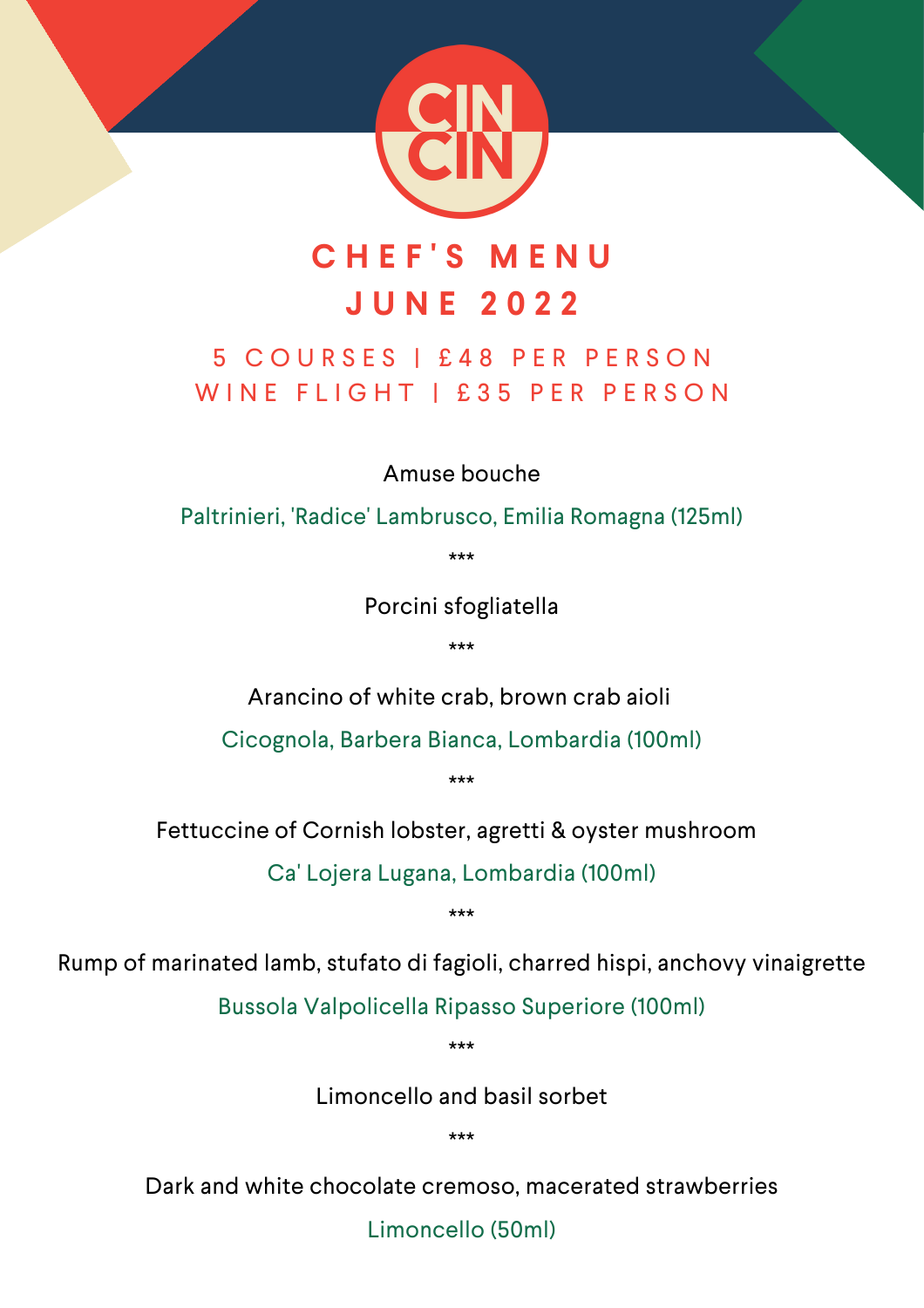# CIN CIN

## CHEF'S MENU
## JUNE 2022

### 5 COURSES | £48 PER PERSON
### WINE FLIGHT | £35 PER PERSON

Amuse bouche

Paltrinieri, 'Radice' Lambrusco, Emilia Romagna (125ml)

***

Porcini sfogliatella

***

Arancino of white crab, brown crab aioli

Cicognola, Barbera Bianca, Lombardia (100ml)

***

Fettuccine of Cornish lobster, agretti & oyster mushroom

Ca' Lojera Lugana, Lombardia (100ml)

***

Rump of marinated lamb, stufato di fagioli, charred hispi, anchovy vinaigrette

Bussola Valpolicella Ripasso Superiore (100ml)

***

Limoncello and basil sorbet

***

Dark and white chocolate cremoso, macerated strawberries

Limoncello (50ml)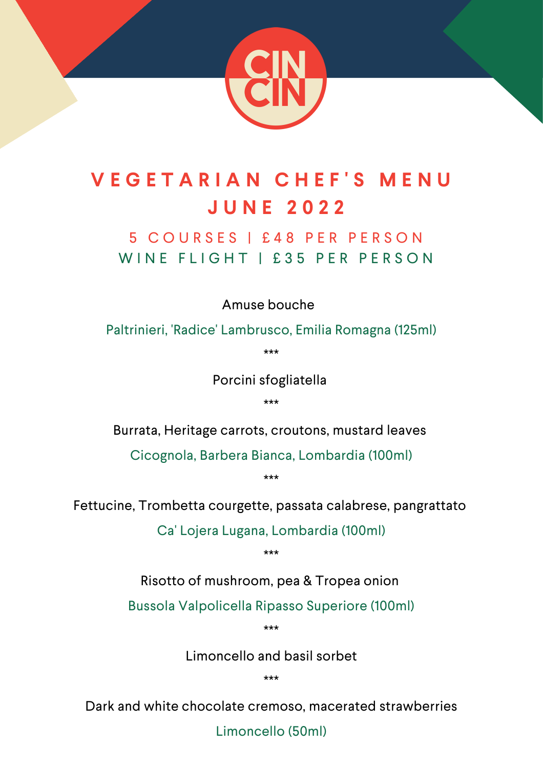CIN CIN

# VEGETARIAN CHEF'S MENU
# JUNE 2022

## 5 COURSES | £48 PER PERSON
## WINE FLIGHT | £35 PER PERSON

Amuse bouche

Paltrinieri, 'Radice' Lambrusco, Emilia Romagna (125ml)

***

Porcini sfogliatella

***

Burrata, Heritage carrots, croutons, mustard leaves

Cicognola, Barbera Bianca, Lombardia (100ml)

***

Fettucine, Trombetta courgette, passata calabrese, pangrattato

Ca' Lojera Lugana, Lombardia (100ml)

***

Risotto of mushroom, pea & Tropea onion

Bussola Valpolicella Ripasso Superiore (100ml)

***

Limoncello and basil sorbet

***

Dark and white chocolate cremoso, macerated strawberries

Limoncello (50ml)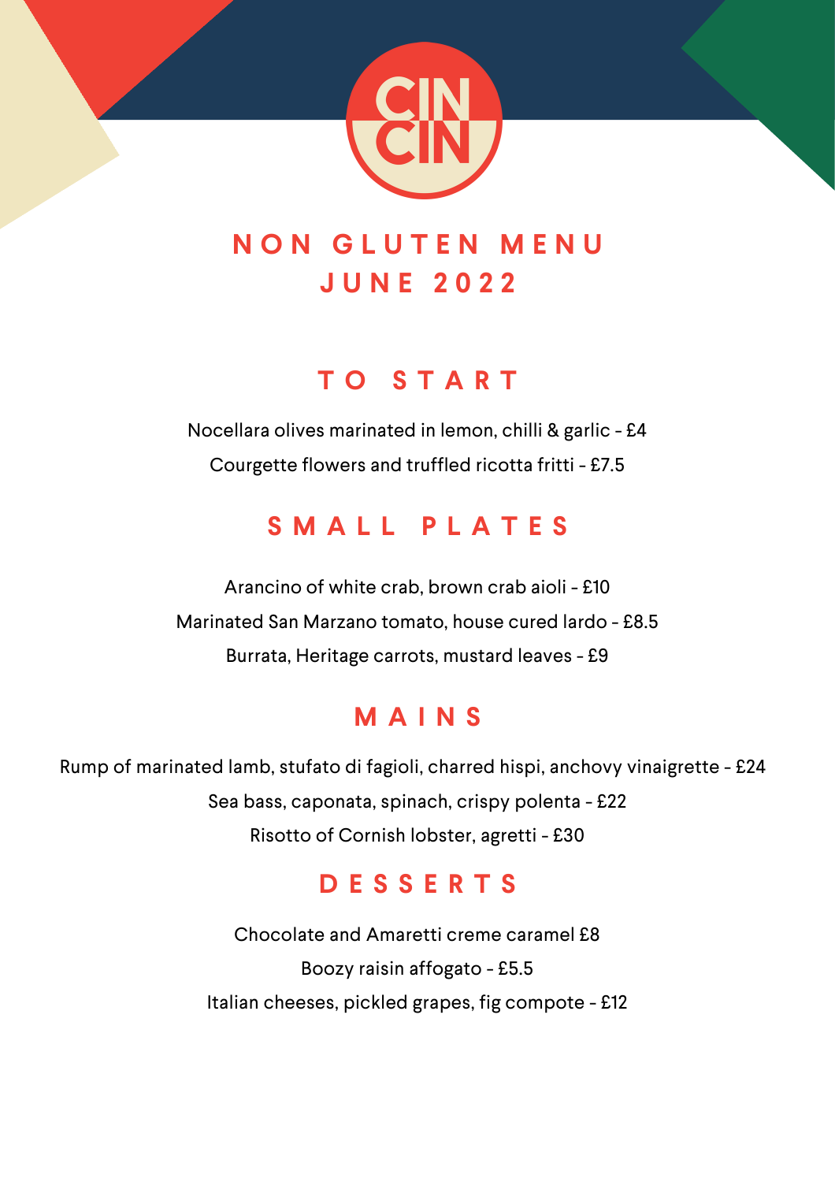# CIN CIN

## NON GLUTEN MENU
## JUNE 2022

### TO START

Nocellara olives marinated in lemon, chilli & garlic - £4

Courgette flowers and truffled ricotta fritti - £7.5

### SMALL PLATES

Arancino of white crab, brown crab aioli - £10

Marinated San Marzano tomato, house cured lardo - £8.5

Burrata, Heritage carrots, mustard leaves - £9

### MAINS

Rump of marinated lamb, stufato di fagioli, charred hispi, anchovy vinaigrette - £24

Sea bass, caponata, spinach, crispy polenta - £22

Risotto of Cornish lobster, agretti - £30

### DESSERTS

Chocolate and Amaretti creme caramel £8

Boozy raisin affogato - £5.5

Italian cheeses, pickled grapes, fig compote - £12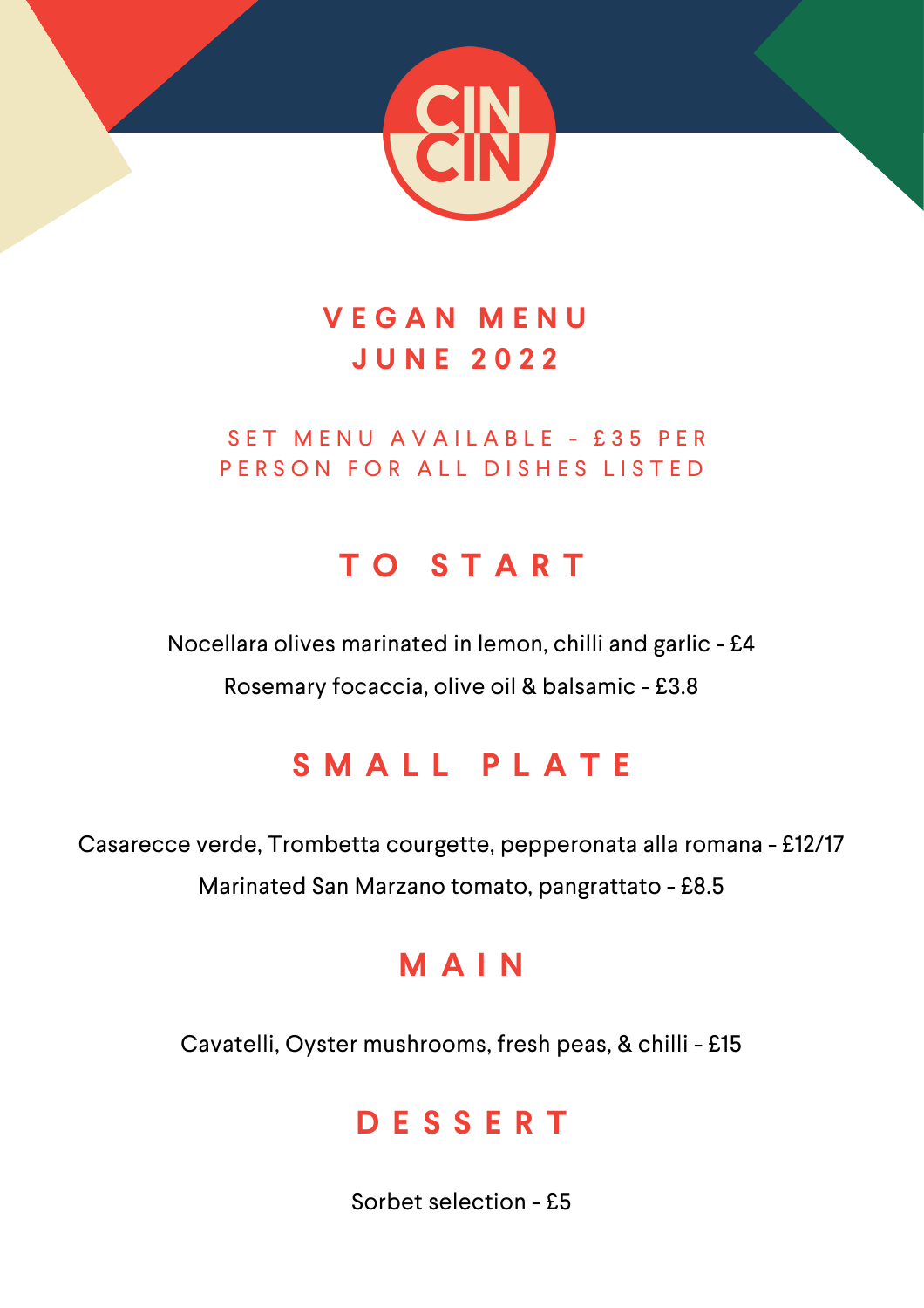CIN CIN

# VEGAN MENU
# JUNE 2022

SET MENU AVAILABLE - £35 PER PERSON FOR ALL DISHES LISTED

## TO START

Nocellara olives marinated in lemon, chilli and garlic - £4

Rosemary focaccia, olive oil & balsamic - £3.8

## SMALL PLATE

Casarecce verde, Trombetta courgette, pepperonata alla romana - £12/17

Marinated San Marzano tomato, pangrattato - £8.5

## MAIN

Cavatelli, Oyster mushrooms, fresh peas, & chilli - £15

## DESSERT

Sorbet selection - £5